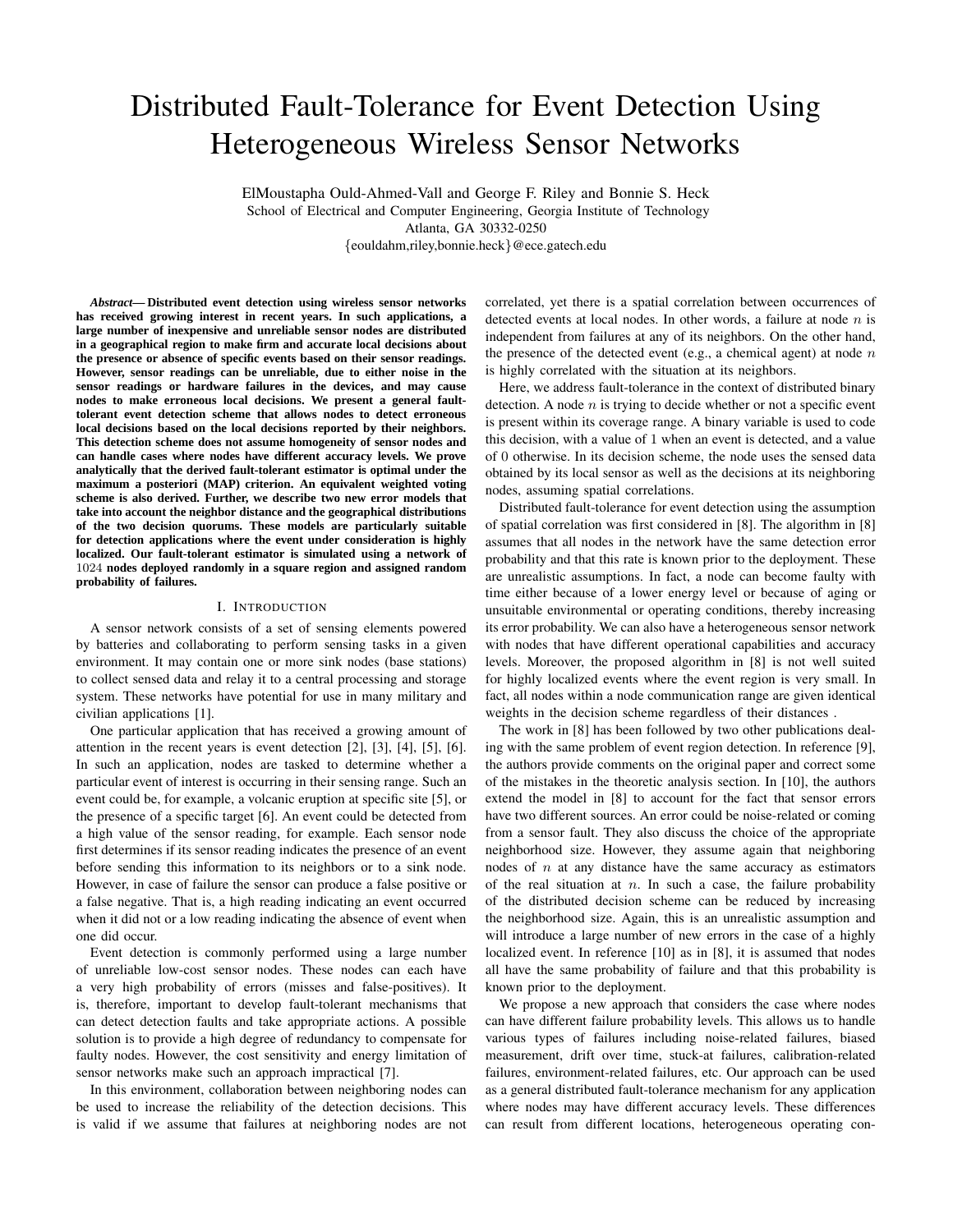# Distributed Fault-Tolerance for Event Detection Using Heterogeneous Wireless Sensor Networks

ElMoustapha Ould-Ahmed-Vall and George F. Riley and Bonnie S. Heck
School of Electrical and Computer Engineering, Georgia Institute of Technology
Atlanta, GA 30332-0250
{eouldahm,riley,bonnie.heck}@ece.gatech.edu

***Abstract*— Distributed event detection using wireless sensor networks has received growing interest in recent years. In such applications, a large number of inexpensive and unreliable sensor nodes are distributed in a geographical region to make firm and accurate local decisions about the presence or absence of specific events based on their sensor readings. However, sensor readings can be unreliable, due to either noise in the sensor readings or hardware failures in the devices, and may cause nodes to make erroneous local decisions. We present a general fault-tolerant event detection scheme that allows nodes to detect erroneous local decisions based on the local decisions reported by their neighbors. This detection scheme does not assume homogeneity of sensor nodes and can handle cases where nodes have different accuracy levels. We prove analytically that the derived fault-tolerant estimator is optimal under the maximum a posteriori (MAP) criterion. An equivalent weighted voting scheme is also derived. Further, we describe two new error models that take into account the neighbor distance and the geographical distributions of the two decision quorums. These models are particularly suitable for detection applications where the event under consideration is highly localized. Our fault-tolerant estimator is simulated using a network of $1024$ nodes deployed randomly in a square region and assigned random probability of failures.**

## I. Introduction

A sensor network consists of a set of sensing elements powered by batteries and collaborating to perform sensing tasks in a given environment. It may contain one or more sink nodes (base stations) to collect sensed data and relay it to a central processing and storage system. These networks have potential for use in many military and civilian applications [1].

One particular application that has received a growing amount of attention in the recent years is event detection [2], [3], [4], [5], [6]. In such an application, nodes are tasked to determine whether a particular event of interest is occurring in their sensing range. Such an event could be, for example, a volcanic eruption at specific site [5], or the presence of a specific target [6]. An event could be detected from a high value of the sensor reading, for example. Each sensor node first determines if its sensor reading indicates the presence of an event before sending this information to its neighbors or to a sink node. However, in case of failure the sensor can produce a false positive or a false negative. That is, a high reading indicating an event occurred when it did not or a low reading indicating the absence of event when one did occur.

Event detection is commonly performed using a large number of unreliable low-cost sensor nodes. These nodes can each have a very high probability of errors (misses and false-positives). It is, therefore, important to develop fault-tolerant mechanisms that can detect detection faults and take appropriate actions. A possible solution is to provide a high degree of redundancy to compensate for faulty nodes. However, the cost sensitivity and energy limitation of sensor networks make such an approach impractical [7].

In this environment, collaboration between neighboring nodes can be used to increase the reliability of the detection decisions. This is valid if we assume that failures at neighboring nodes are not correlated, yet there is a spatial correlation between occurrences of detected events at local nodes. In other words, a failure at node $n$ is independent from failures at any of its neighbors. On the other hand, the presence of the detected event (e.g., a chemical agent) at node $n$ is highly correlated with the situation at its neighbors.

Here, we address fault-tolerance in the context of distributed binary detection. A node $n$ is trying to decide whether or not a specific event is present within its coverage range. A binary variable is used to code this decision, with a value of 1 when an event is detected, and a value of 0 otherwise. In its decision scheme, the node uses the sensed data obtained by its local sensor as well as the decisions at its neighboring nodes, assuming spatial correlations.

Distributed fault-tolerance for event detection using the assumption of spatial correlation was first considered in [8]. The algorithm in [8] assumes that all nodes in the network have the same detection error probability and that this rate is known prior to the deployment. These are unrealistic assumptions. In fact, a node can become faulty with time either because of a lower energy level or because of aging or unsuitable environmental or operating conditions, thereby increasing its error probability. We can also have a heterogeneous sensor network with nodes that have different operational capabilities and accuracy levels. Moreover, the proposed algorithm in [8] is not well suited for highly localized events where the event region is very small. In fact, all nodes within a node communication range are given identical weights in the decision scheme regardless of their distances .

The work in [8] has been followed by two other publications dealing with the same problem of event region detection. In reference [9], the authors provide comments on the original paper and correct some of the mistakes in the theoretic analysis section. In [10], the authors extend the model in [8] to account for the fact that sensor errors have two different sources. An error could be noise-related or coming from a sensor fault. They also discuss the choice of the appropriate neighborhood size. However, they assume again that neighboring nodes of $n$ at any distance have the same accuracy as estimators of the real situation at $n$. In such a case, the failure probability of the distributed decision scheme can be reduced by increasing the neighborhood size. Again, this is an unrealistic assumption and will introduce a large number of new errors in the case of a highly localized event. In reference [10] as in [8], it is assumed that nodes all have the same probability of failure and that this probability is known prior to the deployment.

We propose a new approach that considers the case where nodes can have different failure probability levels. This allows us to handle various types of failures including noise-related failures, biased measurement, drift over time, stuck-at failures, calibration-related failures, environment-related failures, etc. Our approach can be used as a general distributed fault-tolerance mechanism for any application where nodes may have different accuracy levels. These differences can result from different locations, heterogeneous operating con-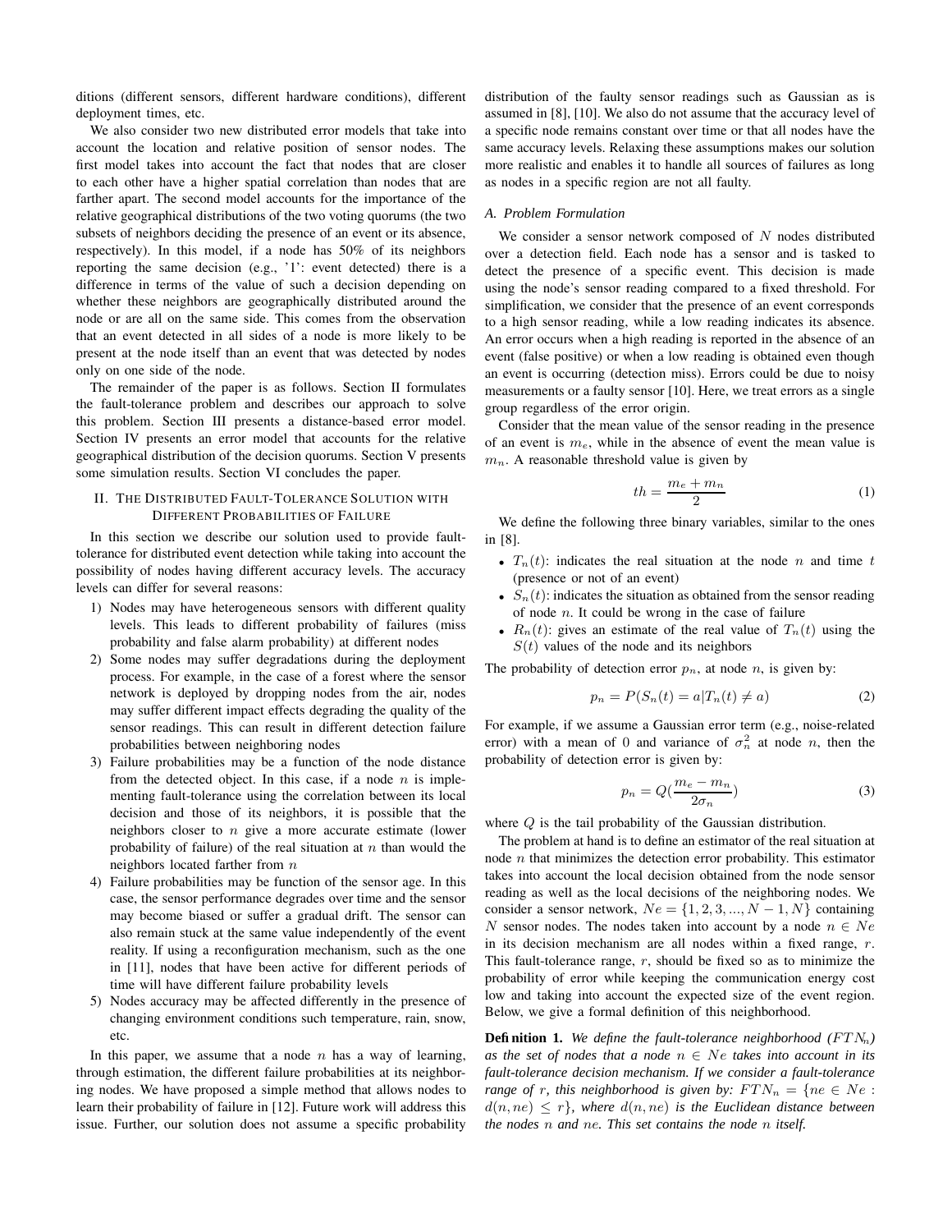ditions (different sensors, different hardware conditions), different deployment times, etc.

We also consider two new distributed error models that take into account the location and relative position of sensor nodes. The first model takes into account the fact that nodes that are closer to each other have a higher spatial correlation than nodes that are farther apart. The second model accounts for the importance of the relative geographical distributions of the two voting quorums (the two subsets of neighbors deciding the presence of an event or its absence, respectively). In this model, if a node has 50% of its neighbors reporting the same decision (e.g., '1': event detected) there is a difference in terms of the value of such a decision depending on whether these neighbors are geographically distributed around the node or are all on the same side. This comes from the observation that an event detected in all sides of a node is more likely to be present at the node itself than an event that was detected by nodes only on one side of the node.

The remainder of the paper is as follows. Section II formulates the fault-tolerance problem and describes our approach to solve this problem. Section III presents a distance-based error model. Section IV presents an error model that accounts for the relative geographical distribution of the decision quorums. Section V presents some simulation results. Section VI concludes the paper.

## II. The Distributed Fault-Tolerance Solution with Different Probabilities of Failure

In this section we describe our solution used to provide fault-tolerance for distributed event detection while taking into account the possibility of nodes having different accuracy levels. The accuracy levels can differ for several reasons:

1) Nodes may have heterogeneous sensors with different quality levels. This leads to different probability of failures (miss probability and false alarm probability) at different nodes
2) Some nodes may suffer degradations during the deployment process. For example, in the case of a forest where the sensor network is deployed by dropping nodes from the air, nodes may suffer different impact effects degrading the quality of the sensor readings. This can result in different detection failure probabilities between neighboring nodes
3) Failure probabilities may be a function of the node distance from the detected object. In this case, if a node $n$ is implementing fault-tolerance using the correlation between its local decision and those of its neighbors, it is possible that the neighbors closer to $n$ give a more accurate estimate (lower probability of failure) of the real situation at $n$ than would the neighbors located farther from $n$
4) Failure probabilities may be function of the sensor age. In this case, the sensor performance degrades over time and the sensor may become biased or suffer a gradual drift. The sensor can also remain stuck at the same value independently of the event reality. If using a reconfiguration mechanism, such as the one in [11], nodes that have been active for different periods of time will have different failure probability levels
5) Nodes accuracy may be affected differently in the presence of changing environment conditions such temperature, rain, snow, etc.

In this paper, we assume that a node $n$ has a way of learning, through estimation, the different failure probabilities at its neighboring nodes. We have proposed a simple method that allows nodes to learn their probability of failure in [12]. Future work will address this issue. Further, our solution does not assume a specific probability distribution of the faulty sensor readings such as Gaussian as is assumed in [8], [10]. We also do not assume that the accuracy level of a specific node remains constant over time or that all nodes have the same accuracy levels. Relaxing these assumptions makes our solution more realistic and enables it to handle all sources of failures as long as nodes in a specific region are not all faulty.

### A. Problem Formulation

We consider a sensor network composed of $N$ nodes distributed over a detection field. Each node has a sensor and is tasked to detect the presence of a specific event. This decision is made using the node's sensor reading compared to a fixed threshold. For simplification, we consider that the presence of an event corresponds to a high sensor reading, while a low reading indicates its absence. An error occurs when a high reading is reported in the absence of an event (false positive) or when a low reading is obtained even though an event is occurring (detection miss). Errors could be due to noisy measurements or a faulty sensor [10]. Here, we treat errors as a single group regardless of the error origin.

Consider that the mean value of the sensor reading in the presence of an event is $m_e$, while in the absence of event the mean value is $m_n$. A reasonable threshold value is given by

$$th = \frac{m_e + m_n}{2} \tag{1}$$

We define the following three binary variables, similar to the ones in [8].

- $T_n(t)$: indicates the real situation at the node $n$ and time $t$ (presence or not of an event)
- $S_n(t)$: indicates the situation as obtained from the sensor reading of node $n$. It could be wrong in the case of failure
- $R_n(t)$: gives an estimate of the real value of $T_n(t)$ using the $S(t)$ values of the node and its neighbors

The probability of detection error $p_n$, at node $n$, is given by:

$$p_n = P(S_n(t) = a | T_n(t) \neq a) \tag{2}$$

For example, if we assume a Gaussian error term (e.g., noise-related error) with a mean of 0 and variance of $\sigma_n^2$ at node $n$, then the probability of detection error is given by:

$$p_n = Q(\frac{m_e - m_n}{2\sigma_n}) \tag{3}$$

where $Q$ is the tail probability of the Gaussian distribution.

The problem at hand is to define an estimator of the real situation at node $n$ that minimizes the detection error probability. This estimator takes into account the local decision obtained from the node sensor reading as well as the local decisions of the neighboring nodes. We consider a sensor network, $Ne = \{1, 2, 3, ..., N-1, N\}$ containing $N$ sensor nodes. The nodes taken into account by a node $n \in Ne$ in its decision mechanism are all nodes within a fixed range, $r$. This fault-tolerance range, $r$, should be fixed so as to minimize the probability of error while keeping the communication energy cost low and taking into account the expected size of the event region. Below, we give a formal definition of this neighborhood.

**Definition 1.** *We define the fault-tolerance neighborhood ($FTN_n$) as the set of nodes that a node $n \in Ne$ takes into account in its fault-tolerance decision mechanism. If we consider a fault-tolerance range of $r$, this neighborhood is given by: $FTN_n = \{ne \in Ne : d(n, ne) \leq r\}$, where $d(n, ne)$ is the Euclidean distance between the nodes $n$ and $ne$. This set contains the node $n$ itself.*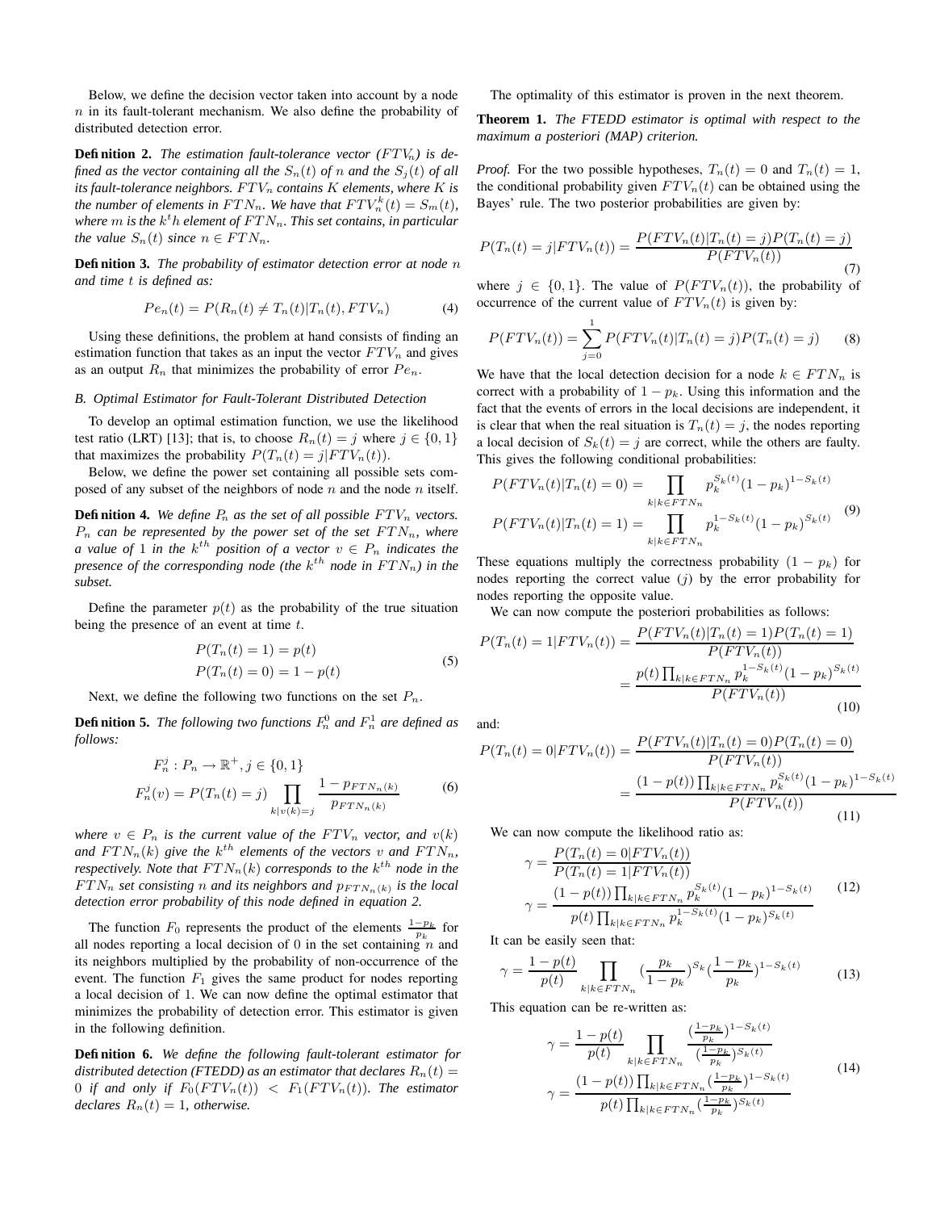Below, we define the decision vector taken into account by a node $n$ in its fault-tolerant mechanism. We also define the probability of distributed detection error.

**Definition 2.** *The estimation fault-tolerance vector ($FTV_n$) is defined as the vector containing all the $S_n(t)$ of $n$ and the $S_j(t)$ of all its fault-tolerance neighbors. $FTV_n$ contains $K$ elements, where $K$ is the number of elements in $FTN_n$. We have that $FTV_n^k(t) = S_m(t)$, where $m$ is the $k^th$ element of $FTN_n$. This set contains, in particular the value $S_n(t)$ since $n \in FTN_n$.*

**Definition 3.** *The probability of estimator detection error at node $n$ and time $t$ is defined as:*

$$Pe_n(t) = P(R_n(t) \neq T_n(t) | T_n(t), FTV_n) \quad (4)$$

Using these definitions, the problem at hand consists of finding an estimation function that takes as an input the vector $FTV_n$ and gives as an output $R_n$ that minimizes the probability of error $Pe_n$.

### *B. Optimal Estimator for Fault-Tolerant Distributed Detection*

To develop an optimal estimation function, we use the likelihood test ratio (LRT) [13]; that is, to choose $R_n(t) = j$ where $j \in \{0, 1\}$ that maximizes the probability $P(T_n(t) = j | FTV_n(t))$.

Below, we define the power set containing all possible sets composed of any subset of the neighbors of node $n$ and the node $n$ itself.

**Definition 4.** *We define $P_n$ as the set of all possible $FTV_n$ vectors. $P_n$ can be represented by the power set of the set $FTN_n$, where a value of 1 in the $k^{th}$ position of a vector $v \in P_n$ indicates the presence of the corresponding node (the $k^{th}$ node in $FTN_n$) in the subset.*

Define the parameter $p(t)$ as the probability of the true situation being the presence of an event at time $t$.

$$\begin{aligned} P(T_n(t) = 1) &= p(t) \\ P(T_n(t) = 0) &= 1 - p(t) \end{aligned} \quad (5)$$

Next, we define the following two functions on the set $P_n$.

**Definition 5.** *The following two functions $F_n^0$ and $F_n^1$ are defined as follows:*

$$\begin{aligned} &F_n^j : P_n \rightarrow \mathbb{R}^+, j \in \{0, 1\} \\ &F_n^j(v) = P(T_n(t) = j) \prod_{k | v(k) = j} \frac{1 - p_{FTN_n(k)}}{p_{FTN_n(k)}} \end{aligned} \quad (6)$$

*where $v \in P_n$ is the current value of the $FTV_n$ vector, and $v(k)$ and $FTN_n(k)$ give the $k^{th}$ elements of the vectors $v$ and $FTN_n$, respectively. Note that $FTN_n(k)$ corresponds to the $k^{th}$ node in the $FTN_n$ set consisting $n$ and its neighbors and $p_{FTN_n(k)}$ is the local detection error probability of this node defined in equation 2.*

The function $F_0$ represents the product of the elements $\frac{1-p_k}{p_k}$ for all nodes reporting a local decision of 0 in the set containing $n$ and its neighbors multiplied by the probability of non-occurrence of the event. The function $F_1$ gives the same product for nodes reporting a local decision of 1. We can now define the optimal estimator that minimizes the probability of detection error. This estimator is given in the following definition.

**Definition 6.** *We define the following fault-tolerant estimator for distributed detection (FTEDD) as an estimator that declares $R_n(t) = 0$ if and only if $F_0(FTV_n(t)) < F_1(FTV_n(t))$. The estimator declares $R_n(t) = 1$, otherwise.*

The optimality of this estimator is proven in the next theorem.

**Theorem 1.** *The FTEDD estimator is optimal with respect to the maximum a posteriori (MAP) criterion.*

*Proof.* For the two possible hypotheses, $T_n(t) = 0$ and $T_n(t) = 1$, the conditional probability given $FTV_n(t)$ can be obtained using the Bayes' rule. The two posterior probabilities are given by:

$$P(T_n(t) = j | FTV_n(t)) = \frac{P(FTV_n(t) | T_n(t) = j) P(T_n(t) = j)}{P(FTV_n(t))} \quad (7)$$

where $j \in \{0, 1\}$. The value of $P(FTV_n(t))$, the probability of occurrence of the current value of $FTV_n(t)$ is given by:

$$P(FTV_n(t)) = \sum_{j=0}^{1} P(FTV_n(t) | T_n(t) = j) P(T_n(t) = j) \quad (8)$$

We have that the local detection decision for a node $k \in FTN_n$ is correct with a probability of $1 - p_k$. Using this information and the fact that the events of errors in the local decisions are independent, it is clear that when the real situation is $T_n(t) = j$, the nodes reporting a local decision of $S_k(t) = j$ are correct, while the others are faulty. This gives the following conditional probabilities:

$$\begin{aligned} P(FTV_n(t) | T_n(t) = 0) &= \prod_{k | k \in FTN_n} p_k^{S_k(t)} (1 - p_k)^{1 - S_k(t)} \\ P(FTV_n(t) | T_n(t) = 1) &= \prod_{k | k \in FTN_n} p_k^{1 - S_k(t)} (1 - p_k)^{S_k(t)} \end{aligned} \quad (9)$$

These equations multiply the correctness probability $(1 - p_k)$ for nodes reporting the correct value ($j$) by the error probability for nodes reporting the opposite value.

We can now compute the posteriori probabilities as follows:

$$\begin{aligned} P(T_n(t) = 1 | FTV_n(t)) &= \frac{P(FTV_n(t) | T_n(t) = 1) P(T_n(t) = 1)}{P(FTV_n(t))} \\ &= \frac{p(t) \prod_{k | k \in FTN_n} p_k^{1 - S_k(t)} (1 - p_k)^{S_k(t)}}{P(FTV_n(t))} \end{aligned} \quad (10)$$

and:

$$\begin{aligned} P(T_n(t) = 0 | FTV_n(t)) &= \frac{P(FTV_n(t) | T_n(t) = 0) P(T_n(t) = 0)}{P(FTV_n(t))} \\ &= \frac{(1 - p(t)) \prod_{k | k \in FTN_n} p_k^{S_k(t)} (1 - p_k)^{1 - S_k(t)}}{P(FTV_n(t))} \end{aligned} \quad (11)$$

We can now compute the likelihood ratio as:

$$\begin{aligned} \gamma &= \frac{P(T_n(t) = 0 | FTV_n(t))}{P(T_n(t) = 1 | FTV_n(t))} \\ \gamma &= \frac{(1 - p(t)) \prod_{k | k \in FTN_n} p_k^{S_k(t)} (1 - p_k)^{1 - S_k(t)}}{p(t) \prod_{k | k \in FTN_n} p_k^{1 - S_k(t)} (1 - p_k)^{S_k(t)}} \end{aligned} \quad (12)$$

It can be easily seen that:

$$\gamma = \frac{1 - p(t)}{p(t)} \prod_{k | k \in FTN_n} \left(\frac{p_k}{1 - p_k}\right)^{S_k} \left(\frac{1 - p_k}{p_k}\right)^{1 - S_k(t)} \quad (13)$$

This equation can be re-written as:

$$\begin{aligned} \gamma &= \frac{1 - p(t)}{p(t)} \prod_{k | k \in FTN_n} \frac{\left(\frac{1 - p_k}{p_k}\right)^{1 - S_k(t)}}{\left(\frac{1 - p_k}{p_k}\right)^{S_k(t)}} \\ \gamma &= \frac{(1 - p(t)) \prod_{k | k \in FTN_n} \left(\frac{1 - p_k}{p_k}\right)^{1 - S_k(t)}}{p(t) \prod_{k | k \in FTN_n} \left(\frac{1 - p_k}{p_k}\right)^{S_k(t)}} \end{aligned} \quad (14)$$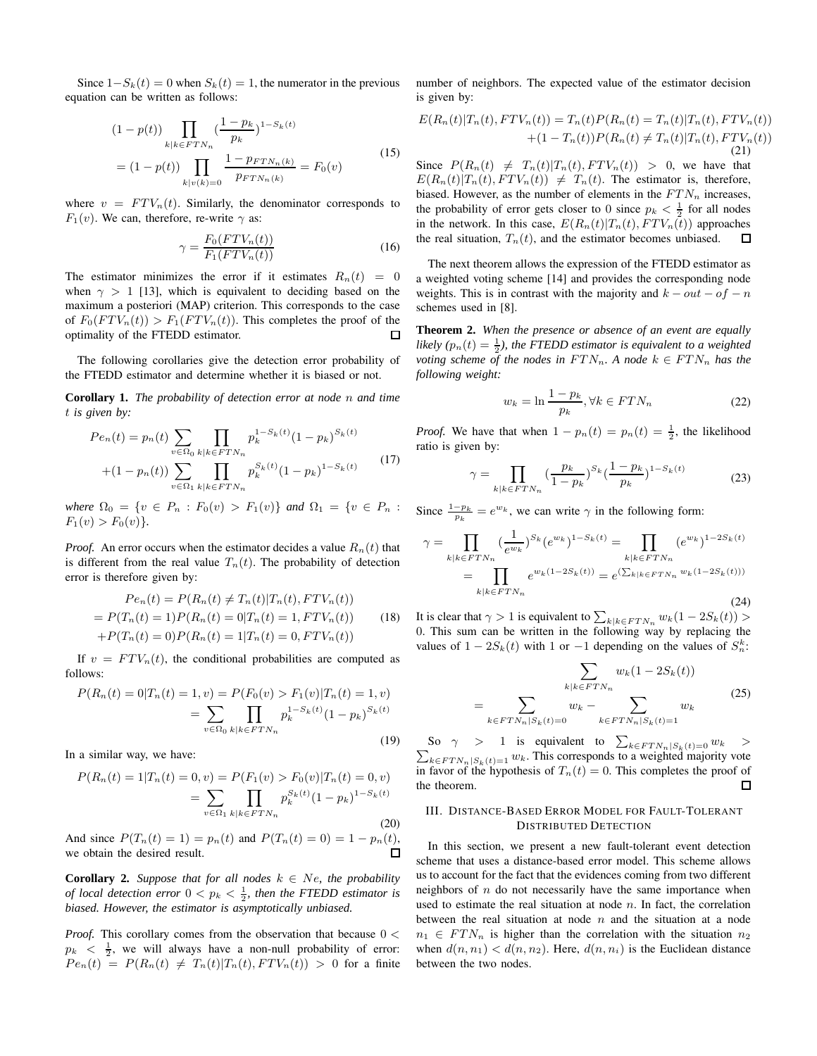Since $1-S_k(t) = 0$ when $S_k(t) = 1$, the numerator in the previous equation can be written as follows:

$$
\begin{aligned}
&(1-p(t)) \prod_{k|k \in FTN_n} (\frac{1-p_k}{p_k})^{1-S_k(t)} \\
&= (1-p(t)) \prod_{k|v(k)=0} \frac{1-p_{FTN_n(k)}}{p_{FTN_n(k)}} = F_0(v)
\end{aligned} \tag{15}
$$

where $v = FTV_n(t)$. Similarly, the denominator corresponds to $F_1(v)$. We can, therefore, re-write $\gamma$ as:

$$
\gamma = \frac{F_0(FTV_n(t))}{F_1(FTV_n(t))} \tag{16}
$$

The estimator minimizes the error if it estimates $R_n(t) = 0$ when $\gamma > 1$ [13], which is equivalent to deciding based on the maximum a posteriori (MAP) criterion. This corresponds to the case of $F_0(FTV_n(t)) > F_1(FTV_n(t))$. This completes the proof of the optimality of the FTEDD estimator. □

The following corollaries give the detection error probability of the FTEDD estimator and determine whether it is biased or not.

**Corollary 1.** *The probability of detection error at node $n$ and time $t$ is given by:*

$$
\begin{aligned}
Pe_n(t) &= p_n(t) \sum_{v \in \Omega_0} \prod_{k|k \in FTN_n} p_k^{1-S_k(t)}(1-p_k)^{S_k(t)} \\
&+ (1-p_n(t)) \sum_{v \in \Omega_1} \prod_{k|k \in FTN_n} p_k^{S_k(t)}(1-p_k)^{1-S_k(t)}
\end{aligned} \tag{17}
$$

*where $\Omega_0 = \{v \in P_n : F_0(v) > F_1(v)\}$ and $\Omega_1 = \{v \in P_n : F_1(v) > F_0(v)\}$.*

*Proof.* An error occurs when the estimator decides a value $R_n(t)$ that is different from the real value $T_n(t)$. The probability of detection error is therefore given by:

$$
\begin{aligned}
&Pe_n(t) = P(R_n(t) \neq T_n(t) | T_n(t), FTV_n(t)) \\
&= P(T_n(t) = 1) P(R_n(t) = 0 | T_n(t) = 1, FTV_n(t)) \\
&+ P(T_n(t) = 0) P(R_n(t) = 1 | T_n(t) = 0, FTV_n(t))
\end{aligned} \tag{18}
$$

If $v = FTV_n(t)$, the conditional probabilities are computed as follows:

$$
\begin{aligned}
P(R_n(t) = 0 | T_n(t) = 1, v) &= P(F_0(v) > F_1(v) | T_n(t) = 1, v) \\
&= \sum_{v \in \Omega_0} \prod_{k|k \in FTN_n} p_k^{1-S_k(t)}(1-p_k)^{S_k(t)}
\end{aligned} \tag{19}
$$

In a similar way, we have:

$$
\begin{aligned}
P(R_n(t) = 1 | T_n(t) = 0, v) &= P(F_1(v) > F_0(v) | T_n(t) = 0, v) \\
&= \sum_{v \in \Omega_1} \prod_{k|k \in FTN_n} p_k^{S_k(t)}(1-p_k)^{1-S_k(t)}
\end{aligned} \tag{20}
$$

And since $P(T_n(t) = 1) = p_n(t)$ and $P(T_n(t) = 0) = 1 - p_n(t)$, we obtain the desired result. □

**Corollary 2.** *Suppose that for all nodes $k \in Ne$, the probability of local detection error $0 < p_k < \frac{1}{2}$, then the FTEDD estimator is biased. However, the estimator is asymptotically unbiased.*

*Proof.* This corollary comes from the observation that because $0 < p_k < \frac{1}{2}$, we will always have a non-null probability of error: $Pe_n(t) = P(R_n(t) \neq T_n(t) | T_n(t), FTV_n(t)) > 0$ for a finite number of neighbors. The expected value of the estimator decision is given by:

$$
\begin{aligned}
E(R_n(t) | T_n(t), FTV_n(t)) &= T_n(t) P(R_n(t) = T_n(t) | T_n(t), FTV_n(t)) \\
&+ (1 - T_n(t)) P(R_n(t) \neq T_n(t) | T_n(t), FTV_n(t))
\end{aligned} \tag{21}
$$

Since $P(R_n(t) \neq T_n(t) | T_n(t), FTV_n(t)) > 0$, we have that $E(R_n(t) | T_n(t), FTV_n(t)) \neq T_n(t)$. The estimator is, therefore, biased. However, as the number of elements in the $FTN_n$ increases, the probability of error gets closer to 0 since $p_k < \frac{1}{2}$ for all nodes in the network. In this case, $E(R_n(t) | T_n(t), FTV_n(t))$ approaches the real situation, $T_n(t)$, and the estimator becomes unbiased. □

The next theorem allows the expression of the FTEDD estimator as a weighted voting scheme [14] and provides the corresponding node weights. This is in contrast with the majority and $k - out - of - n$ schemes used in [8].

**Theorem 2.** *When the presence or absence of an event are equally likely ($p_n(t) = \frac{1}{2}$), the FTEDD estimator is equivalent to a weighted voting scheme of the nodes in $FTN_n$. A node $k \in FTN_n$ has the following weight:*

$$
w_k = \ln \frac{1-p_k}{p_k}, \forall k \in FTN_n \tag{22}
$$

*Proof.* We have that when $1 - p_n(t) = p_n(t) = \frac{1}{2}$, the likelihood ratio is given by:

$$
\gamma = \prod_{k|k \in FTN_n} (\frac{p_k}{1-p_k})^{S_k} (\frac{1-p_k}{p_k})^{1-S_k(t)} \tag{23}
$$

Since $\frac{1-p_k}{p_k} = e^{w_k}$, we can write $\gamma$ in the following form:

$$
\begin{aligned}
\gamma &= \prod_{k|k \in FTN_n} (\frac{1}{e^{w_k}})^{S_k} (e^{w_k})^{1-S_k(t)} = \prod_{k|k \in FTN_n} (e^{w_k})^{1-2S_k(t)} \\
&= \prod_{k|k \in FTN_n} e^{w_k(1-2S_k(t))} = e^{(\sum_{k|k \in FTN_n} w_k(1-2S_k(t)))}
\end{aligned} \tag{24}
$$

It is clear that $\gamma > 1$ is equivalent to $\sum_{k|k \in FTN_n} w_k(1-2S_k(t)) > 0$. This sum can be written in the following way by replacing the values of $1 - 2S_k(t)$ with 1 or $-1$ depending on the values of $S_n^k$:

$$
\begin{aligned}
&\sum_{k|k \in FTN_n} w_k(1-2S_k(t)) \\
&= \sum_{k \in FTN_n | S_k(t)=0} w_k - \sum_{k \in FTN_n | S_k(t)=1} w_k
\end{aligned} \tag{25}
$$

So $\gamma > 1$ is equivalent to $\sum_{k \in FTN_n | S_k(t)=0} w_k > \sum_{k \in FTN_n | S_k(t)=1} w_k$. This corresponds to a weighted majority vote in favor of the hypothesis of $T_n(t) = 0$. This completes the proof of the theorem. □

## III. Distance-Based Error Model for Fault-Tolerant Distributed Detection

In this section, we present a new fault-tolerant event detection scheme that uses a distance-based error model. This scheme allows us to account for the fact that the evidences coming from two different neighbors of $n$ do not necessarily have the same importance when used to estimate the real situation at node $n$. In fact, the correlation between the real situation at node $n$ and the situation at a node $n_1 \in FTN_n$ is higher than the correlation with the situation $n_2$ when $d(n, n_1) < d(n, n_2)$. Here, $d(n, n_i)$ is the Euclidean distance between the two nodes.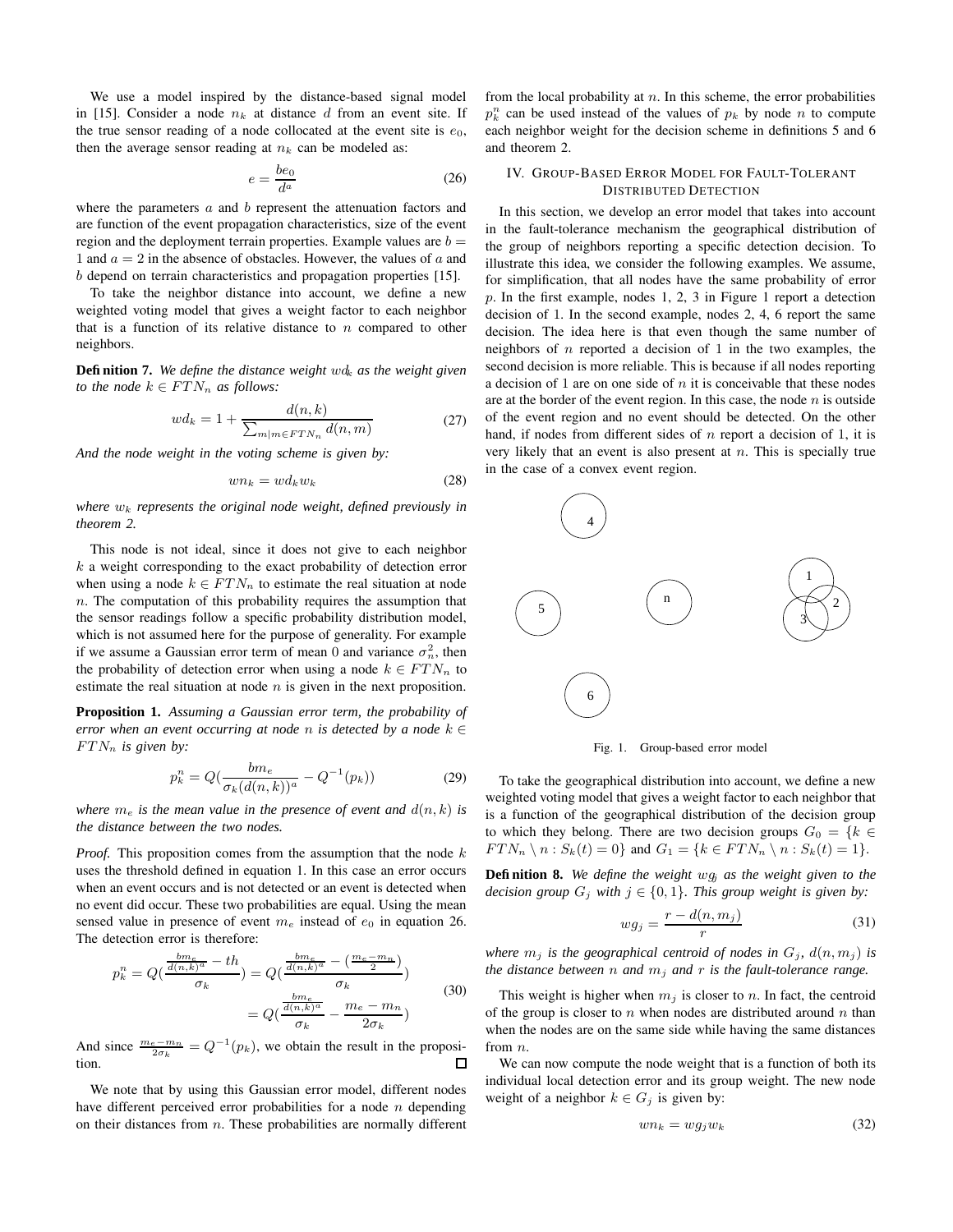We use a model inspired by the distance-based signal model in [15]. Consider a node $n_k$ at distance $d$ from an event site. If the true sensor reading of a node collocated at the event site is $e_0$, then the average sensor reading at $n_k$ can be modeled as:

$$e = \frac{be_0}{d^a} \tag{26}$$

where the parameters $a$ and $b$ represent the attenuation factors and are function of the event propagation characteristics, size of the event region and the deployment terrain properties. Example values are $b = 1$ and $a = 2$ in the absence of obstacles. However, the values of $a$ and $b$ depend on terrain characteristics and propagation properties [15].

To take the neighbor distance into account, we define a new weighted voting model that gives a weight factor to each neighbor that is a function of its relative distance to $n$ compared to other neighbors.

**Definition 7.** *We define the distance weight $wd_k$ as the weight given to the node $k \in FTN_n$ as follows:*

$$wd_k = 1 + \frac{d(n,k)}{\sum_{m|m \in FTN_n} d(n,m)} \tag{27}$$

*And the node weight in the voting scheme is given by:*

$$wn_k = wd_k w_k \tag{28}$$

*where $w_k$ represents the original node weight, defined previously in theorem 2.*

This node is not ideal, since it does not give to each neighbor $k$ a weight corresponding to the exact probability of detection error when using a node $k \in FTN_n$ to estimate the real situation at node $n$. The computation of this probability requires the assumption that the sensor readings follow a specific probability distribution model, which is not assumed here for the purpose of generality. For example if we assume a Gaussian error term of mean 0 and variance $\sigma_n^2$, then the probability of detection error when using a node $k \in FTN_n$ to estimate the real situation at node $n$ is given in the next proposition.

**Proposition 1.** *Assuming a Gaussian error term, the probability of error when an event occurring at node $n$ is detected by a node $k \in FTN_n$ is given by:*

$$p_k^n = Q\left(\frac{bm_e}{\sigma_k (d(n,k))^a} - Q^{-1}(p_k)\right) \tag{29}$$

*where $m_e$ is the mean value in the presence of event and $d(n,k)$ is the distance between the two nodes.*

*Proof.* This proposition comes from the assumption that the node $k$ uses the threshold defined in equation 1. In this case an error occurs when an event occurs and is not detected or an event is detected when no event did occur. These two probabilities are equal. Using the mean sensed value in presence of event $m_e$ instead of $e_0$ in equation 26. The detection error is therefore:

$$\begin{aligned} p_k^n = Q\left(\frac{\frac{bm_e}{d(n,k)^a} - th}{\sigma_k}\right) &= Q\left(\frac{\frac{bm_e}{d(n,k)^a} - \left(\frac{m_e - m_n}{2}\right)}{\sigma_k}\right) \\ &= Q\left(\frac{\frac{bm_e}{d(n,k)^a}}{\sigma_k} - \frac{m_e - m_n}{2\sigma_k}\right) \end{aligned} \tag{30}$$

And since $\frac{m_e - m_n}{2\sigma_k} = Q^{-1}(p_k)$, we obtain the result in the proposition. □

We note that by using this Gaussian error model, different nodes have different perceived error probabilities for a node $n$ depending on their distances from $n$. These probabilities are normally different from the local probability at $n$. In this scheme, the error probabilities $p_k^n$ can be used instead of the values of $p_k$ by node $n$ to compute each neighbor weight for the decision scheme in definitions 5 and 6 and theorem 2.

## IV. Group-Based Error Model for Fault-Tolerant Distributed Detection

In this section, we develop an error model that takes into account in the fault-tolerance mechanism the geographical distribution of the group of neighbors reporting a specific detection decision. To illustrate this idea, we consider the following examples. We assume, for simplification, that all nodes have the same probability of error $p$. In the first example, nodes 1, 2, 3 in Figure 1 report a detection decision of 1. In the second example, nodes 2, 4, 6 report the same decision. The idea here is that even though the same number of neighbors of $n$ reported a decision of 1 in the two examples, the second decision is more reliable. This is because if all nodes reporting a decision of 1 are on one side of $n$ it is conceivable that these nodes are at the border of the event region. In this case, the node $n$ is outside of the event region and no event should be detected. On the other hand, if nodes from different sides of $n$ report a decision of 1, it is very likely that an event is also present at $n$. This is specially true in the case of a convex event region.

Fig. 1. Group-based error model

To take the geographical distribution into account, we define a new weighted voting model that gives a weight factor to each neighbor that is a function of the geographical distribution of the decision group to which they belong. There are two decision groups $G_0 = \{k \in FTN_n \setminus n : S_k(t) = 0\}$ and $G_1 = \{k \in FTN_n \setminus n : S_k(t) = 1\}$.

**Definition 8.** *We define the weight $wg_j$ as the weight given to the decision group $G_j$ with $j \in \{0, 1\}$. This group weight is given by:*

$$wg_j = \frac{r - d(n, m_j)}{r} \tag{31}$$

*where $m_j$ is the geographical centroid of nodes in $G_j$, $d(n, m_j)$ is the distance between $n$ and $m_j$ and $r$ is the fault-tolerance range.*

This weight is higher when $m_j$ is closer to $n$. In fact, the centroid of the group is closer to $n$ when nodes are distributed around $n$ than when the nodes are on the same side while having the same distances from $n$.

We can now compute the node weight that is a function of both its individual local detection error and its group weight. The new node weight of a neighbor $k \in G_j$ is given by:

$$wn_k = wg_j w_k \tag{32}$$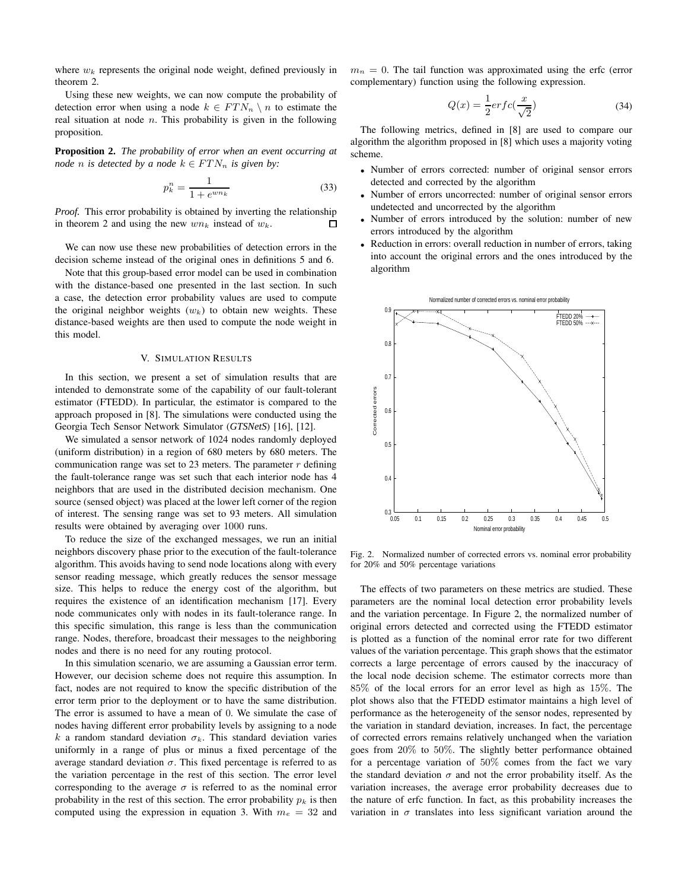where $w_k$ represents the original node weight, defined previously in theorem 2.

Using these new weights, we can now compute the probability of detection error when using a node $k \in FTN_n \setminus n$ to estimate the real situation at node $n$. This probability is given in the following proposition.

**Proposition 2.** *The probability of error when an event occurring at node $n$ is detected by a node $k \in FTN_n$ is given by:*

$$p_k^n = \frac{1}{1 + e^{wn_k}} \tag{33}$$

*Proof.* This error probability is obtained by inverting the relationship in theorem 2 and using the new $wn_k$ instead of $w_k$. □

We can now use these new probabilities of detection errors in the decision scheme instead of the original ones in definitions 5 and 6.

Note that this group-based error model can be used in combination with the distance-based one presented in the last section. In such a case, the detection error probability values are used to compute the original neighbor weights ($w_k$) to obtain new weights. These distance-based weights are then used to compute the node weight in this model.

## V. Simulation Results

In this section, we present a set of simulation results that are intended to demonstrate some of the capability of our fault-tolerant estimator (FTEDD). In particular, the estimator is compared to the approach proposed in [8]. The simulations were conducted using the Georgia Tech Sensor Network Simulator (*GTSNetS*) [16], [12].

We simulated a sensor network of 1024 nodes randomly deployed (uniform distribution) in a region of 680 meters by 680 meters. The communication range was set to 23 meters. The parameter $r$ defining the fault-tolerance range was set such that each interior node has 4 neighbors that are used in the distributed decision mechanism. One source (sensed object) was placed at the lower left corner of the region of interest. The sensing range was set to 93 meters. All simulation results were obtained by averaging over 1000 runs.

To reduce the size of the exchanged messages, we run an initial neighbors discovery phase prior to the execution of the fault-tolerance algorithm. This avoids having to send node locations along with every sensor reading message, which greatly reduces the sensor message size. This helps to reduce the energy cost of the algorithm, but requires the existence of an identification mechanism [17]. Every node communicates only with nodes in its fault-tolerance range. In this specific simulation, this range is less than the communication range. Nodes, therefore, broadcast their messages to the neighboring nodes and there is no need for any routing protocol.

In this simulation scenario, we are assuming a Gaussian error term. However, our decision scheme does not require this assumption. In fact, nodes are not required to know the specific distribution of the error term prior to the deployment or to have the same distribution. The error is assumed to have a mean of 0. We simulate the case of nodes having different error probability levels by assigning to a node $k$ a random standard deviation $\sigma_k$. This standard deviation varies uniformly in a range of plus or minus a fixed percentage of the average standard deviation $\sigma$. This fixed percentage is referred to as the variation percentage in the rest of this section. The error level corresponding to the average $\sigma$ is referred to as the nominal error probability in the rest of this section. The error probability $p_k$ is then computed using the expression in equation 3. With $m_e = 32$ and $m_n = 0$. The tail function was approximated using the erfc (error complementary) function using the following expression.

$$Q(x) = \frac{1}{2} erfc(\frac{x}{\sqrt{2}}) \tag{34}$$

The following metrics, defined in [8] are used to compare our algorithm the algorithm proposed in [8] which uses a majority voting scheme.

- Number of errors corrected: number of original sensor errors detected and corrected by the algorithm
- Number of errors uncorrected: number of original sensor errors undetected and uncorrected by the algorithm
- Number of errors introduced by the solution: number of new errors introduced by the algorithm
- Reduction in errors: overall reduction in number of errors, taking into account the original errors and the ones introduced by the algorithm

Fig. 2. Normalized number of corrected errors vs. nominal error probability for 20% and 50% percentage variations

The effects of two parameters on these metrics are studied. These parameters are the nominal local detection error probability levels and the variation percentage. In Figure 2, the normalized number of original errors detected and corrected using the FTEDD estimator is plotted as a function of the nominal error rate for two different values of the variation percentage. This graph shows that the estimator corrects a large percentage of errors caused by the inaccuracy of the local node decision scheme. The estimator corrects more than $85\%$ of the local errors for an error level as high as $15\%$. The plot shows also that the FTEDD estimator maintains a high level of performance as the heterogeneity of the sensor nodes, represented by the variation in standard deviation, increases. In fact, the percentage of corrected errors remains relatively unchanged when the variation goes from $20\%$ to $50\%$. The slightly better performance obtained for a percentage variation of $50\%$ comes from the fact we vary the standard deviation $\sigma$ and not the error probability itself. As the variation increases, the average error probability decreases due to the nature of erfc function. In fact, as this probability increases the variation in $\sigma$ translates into less significant variation around the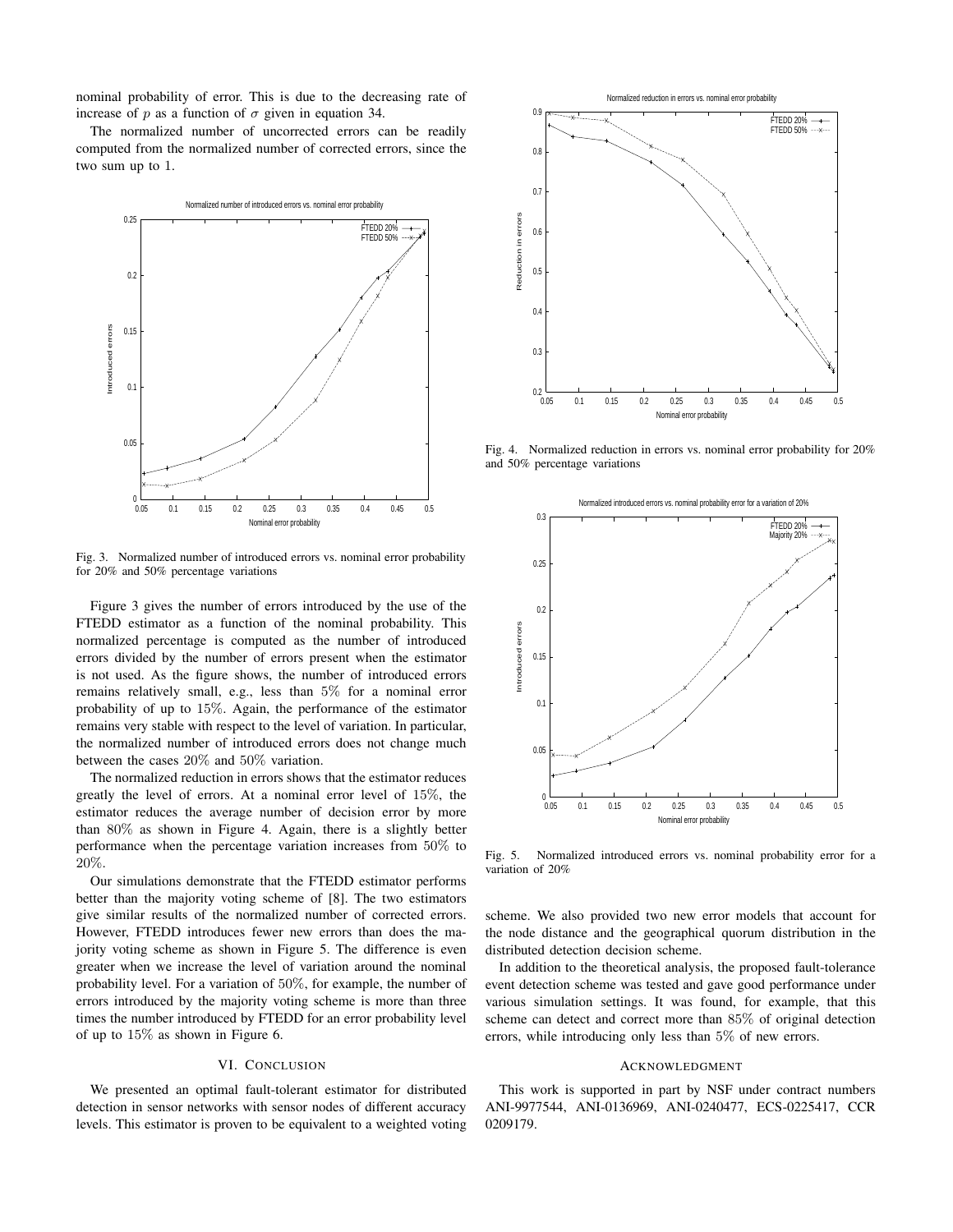nominal probability of error. This is due to the decreasing rate of increase of $p$ as a function of $\sigma$ given in equation 34.

The normalized number of uncorrected errors can be readily computed from the normalized number of corrected errors, since the two sum up to 1.

Fig. 3. Normalized number of introduced errors vs. nominal error probability for 20% and 50% percentage variations

Figure 3 gives the number of errors introduced by the use of the FTEDD estimator as a function of the nominal probability. This normalized percentage is computed as the number of introduced errors divided by the number of errors present when the estimator is not used. As the figure shows, the number of introduced errors remains relatively small, e.g., less than 5% for a nominal error probability of up to 15%. Again, the performance of the estimator remains very stable with respect to the level of variation. In particular, the normalized number of introduced errors does not change much between the cases 20% and 50% variation.

The normalized reduction in errors shows that the estimator reduces greatly the level of errors. At a nominal error level of 15%, the estimator reduces the average number of decision error by more than 80% as shown in Figure 4. Again, there is a slightly better performance when the percentage variation increases from 50% to 20%.

Our simulations demonstrate that the FTEDD estimator performs better than the majority voting scheme of [8]. The two estimators give similar results of the normalized number of corrected errors. However, FTEDD introduces fewer new errors than does the majority voting scheme as shown in Figure 5. The difference is even greater when we increase the level of variation around the nominal probability level. For a variation of 50%, for example, the number of errors introduced by the majority voting scheme is more than three times the number introduced by FTEDD for an error probability level of up to 15% as shown in Figure 6.

## VI. Conclusion

We presented an optimal fault-tolerant estimator for distributed detection in sensor networks with sensor nodes of different accuracy levels. This estimator is proven to be equivalent to a weighted voting scheme. We also provided two new error models that account for the node distance and the geographical quorum distribution in the distributed detection decision scheme.

In addition to the theoretical analysis, the proposed fault-tolerance event detection scheme was tested and gave good performance under various simulation settings. It was found, for example, that this scheme can detect and correct more than 85% of original detection errors, while introducing only less than 5% of new errors.

Fig. 4. Normalized reduction in errors vs. nominal error probability for 20% and 50% percentage variations

Fig. 5. Normalized introduced errors vs. nominal probability error for a variation of 20%

## Acknowledgment

This work is supported in part by NSF under contract numbers ANI-9977544, ANI-0136969, ANI-0240477, ECS-0225417, CCR 0209179.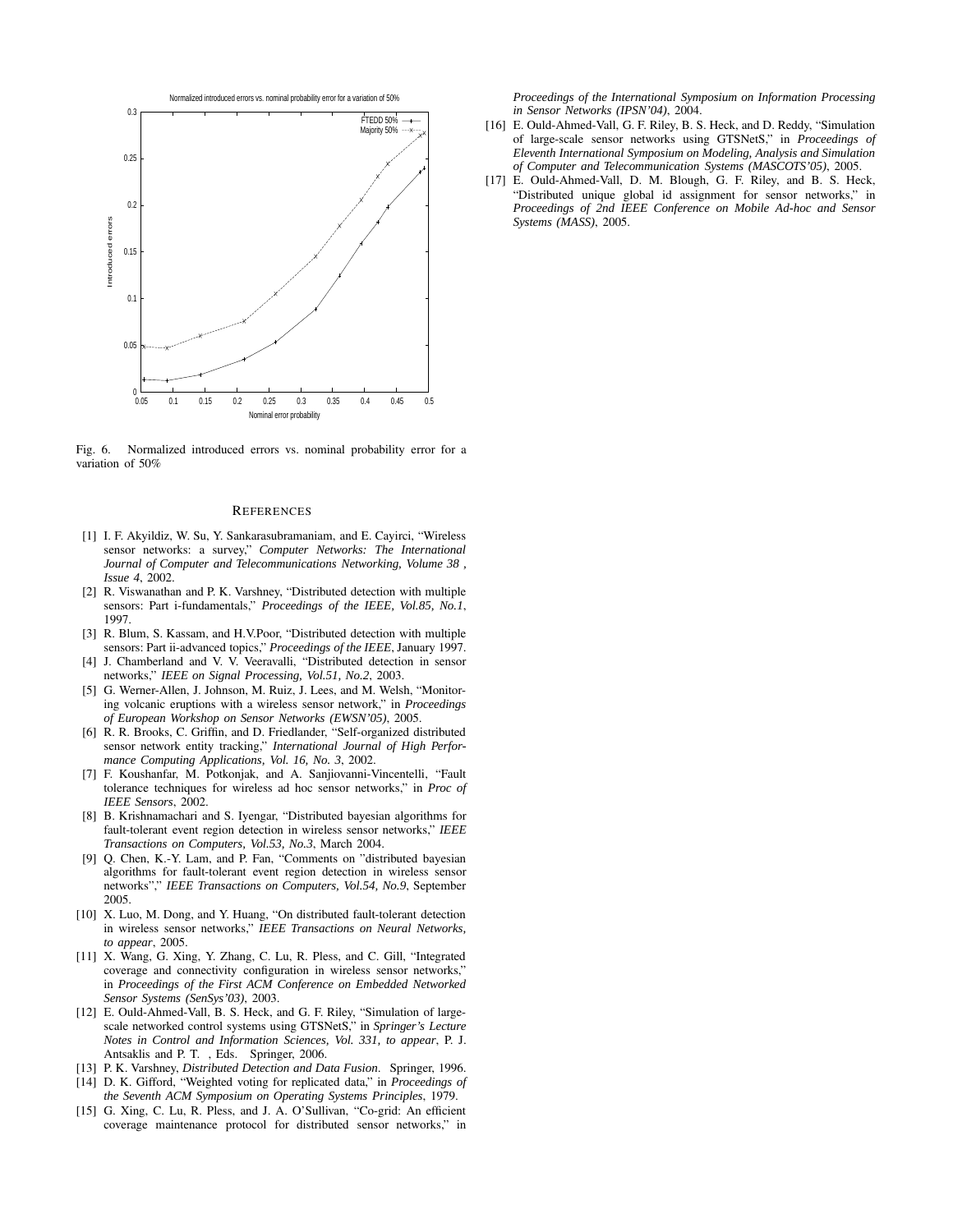Normalized introduced errors vs. nominal probability error for a variation of 50%

FTEDD 50%
Majority 50%

Introduced errors

0
0.05
0.1
0.15
0.2
0.25
0.3

0.05
0.1
0.15
0.2
0.25
0.3
0.35
0.4
0.45
0.5

Nominal error probability

Fig. 6. Normalized introduced errors vs. nominal probability error for a variation of 50%

## References

[1] I. F. Akyildiz, W. Su, Y. Sankarasubramaniam, and E. Cayirci, "Wireless sensor networks: a survey," *Computer Networks: The International Journal of Computer and Telecommunications Networking, Volume 38 , Issue 4*, 2002.

[2] R. Viswanathan and P. K. Varshney, "Distributed detection with multiple sensors: Part i-fundamentals," *Proceedings of the IEEE, Vol.85, No.1*, 1997.

[3] R. Blum, S. Kassam, and H.V.Poor, "Distributed detection with multiple sensors: Part ii-advanced topics," *Proceedings of the IEEE*, January 1997.

[4] J. Chamberland and V. V. Veeravalli, "Distributed detection in sensor networks," *IEEE on Signal Processing, Vol.51, No.2*, 2003.

[5] G. Werner-Allen, J. Johnson, M. Ruiz, J. Lees, and M. Welsh, "Monitoring volcanic eruptions with a wireless sensor network," in *Proceedings of European Workshop on Sensor Networks (EWSN'05)*, 2005.

[6] R. R. Brooks, C. Griffin, and D. Friedlander, "Self-organized distributed sensor network entity tracking," *International Journal of High Performance Computing Applications, Vol. 16, No. 3*, 2002.

[7] F. Koushanfar, M. Potkonjak, and A. Sanjiovanni-Vincentelli, "Fault tolerance techniques for wireless ad hoc sensor networks," in *Proc of IEEE Sensors*, 2002.

[8] B. Krishnamachari and S. Iyengar, "Distributed bayesian algorithms for fault-tolerant event region detection in wireless sensor networks," *IEEE Transactions on Computers, Vol.53, No.3*, March 2004.

[9] Q. Chen, K.-Y. Lam, and P. Fan, "Comments on "distributed bayesian algorithms for fault-tolerant event region detection in wireless sensor networks"," *IEEE Transactions on Computers, Vol.54, No.9*, September 2005.

[10] X. Luo, M. Dong, and Y. Huang, "On distributed fault-tolerant detection in wireless sensor networks," *IEEE Transactions on Neural Networks, to appear*, 2005.

[11] X. Wang, G. Xing, Y. Zhang, C. Lu, R. Pless, and C. Gill, "Integrated coverage and connectivity configuration in wireless sensor networks," in *Proceedings of the First ACM Conference on Embedded Networked Sensor Systems (SenSys'03)*, 2003.

[12] E. Ould-Ahmed-Vall, B. S. Heck, and G. F. Riley, "Simulation of large-scale networked control systems using GTSNetS," in *Springer's Lecture Notes in Control and Information Sciences, Vol. 331, to appear*, P. J. Antsaklis and P. T. , Eds. Springer, 2006.

[13] P. K. Varshney, *Distributed Detection and Data Fusion*. Springer, 1996.

[14] D. K. Gifford, "Weighted voting for replicated data," in *Proceedings of the Seventh ACM Symposium on Operating Systems Principles*, 1979.

[15] G. Xing, C. Lu, R. Pless, and J. A. O'Sullivan, "Co-grid: An efficient coverage maintenance protocol for distributed sensor networks," in *Proceedings of the International Symposium on Information Processing in Sensor Networks (IPSN'04)*, 2004.

[16] E. Ould-Ahmed-Vall, G. F. Riley, B. S. Heck, and D. Reddy, "Simulation of large-scale sensor networks using GTSNetS," in *Proceedings of Eleventh International Symposium on Modeling, Analysis and Simulation of Computer and Telecommunication Systems (MASCOTS'05)*, 2005.

[17] E. Ould-Ahmed-Vall, D. M. Blough, G. F. Riley, and B. S. Heck, "Distributed unique global id assignment for sensor networks," in *Proceedings of 2nd IEEE Conference on Mobile Ad-hoc and Sensor Systems (MASS)*, 2005.